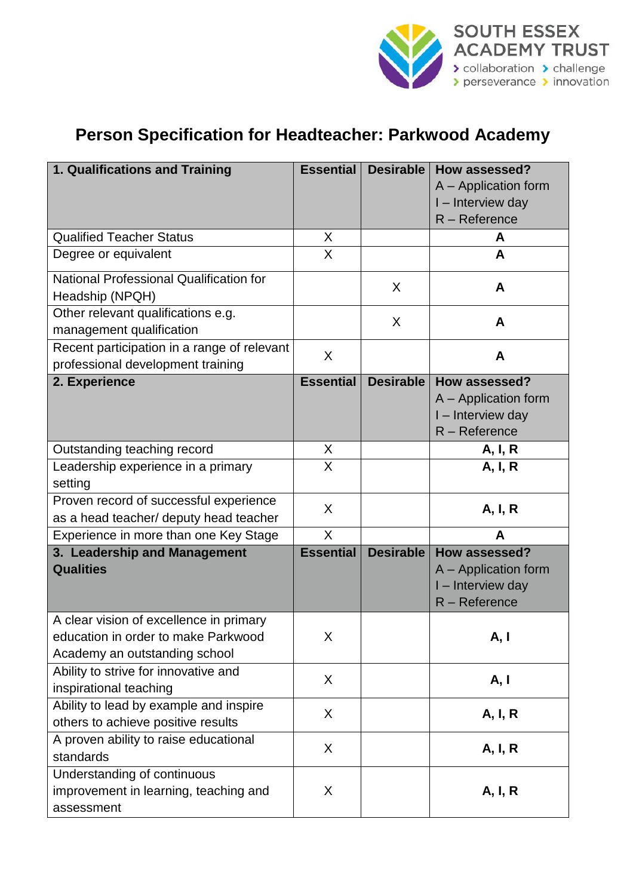SOUTH ESSEX ACADEMY TRUST
› collaboration › challenge
› perseverance › innovation

# Person Specification for Headteacher: Parkwood Academy

| 1. Qualifications and Training | Essential | Desirable | How assessed? A – Application form I – Interview day R – Reference |
|---|---|---|---|
| Qualified Teacher Status | X | | **A** |
| Degree or equivalent | X | | **A** |
| National Professional Qualification for Headship (NPQH) | | X | **A** |
| Other relevant qualifications e.g. management qualification | | X | **A** |
| Recent participation in a range of relevant professional development training | X | | **A** |
| **2. Experience** | **Essential** | **Desirable** | **How assessed?** A – Application form I – Interview day R – Reference |
| Outstanding teaching record | X | | **A, I, R** |
| Leadership experience in a primary setting | X | | **A, I, R** |
| Proven record of successful experience as a head teacher/ deputy head teacher | X | | **A, I, R** |
| Experience in more than one Key Stage | X | | **A** |
| **3. Leadership and Management Qualities** | **Essential** | **Desirable** | **How assessed?** A – Application form I – Interview day R – Reference |
| A clear vision of excellence in primary education in order to make Parkwood Academy an outstanding school | X | | **A, I** |
| Ability to strive for innovative and inspirational teaching | X | | **A, I** |
| Ability to lead by example and inspire others to achieve positive results | X | | **A, I, R** |
| A proven ability to raise educational standards | X | | **A, I, R** |
| Understanding of continuous improvement in learning, teaching and assessment | X | | **A, I, R** |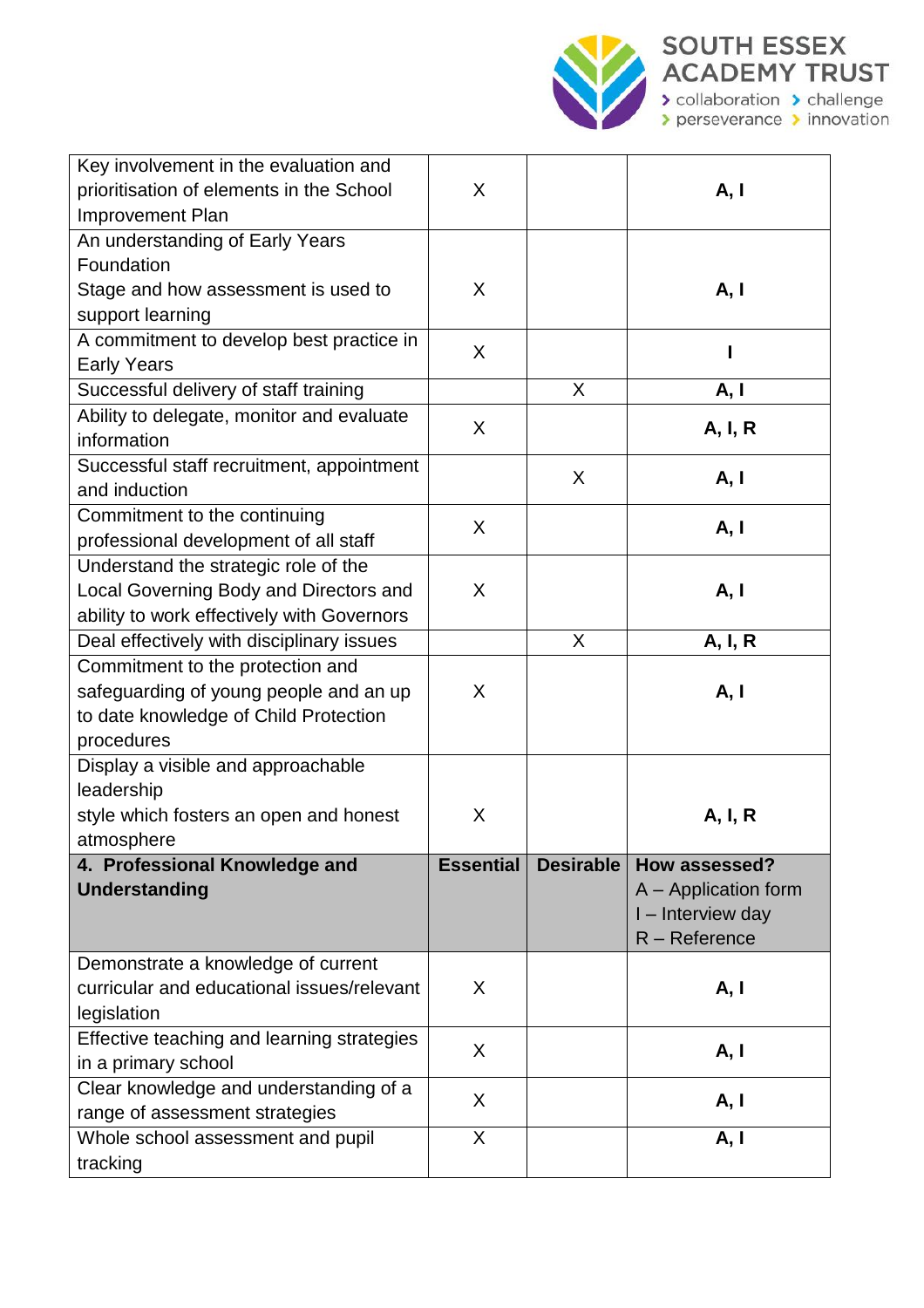| | | | |
|---|---|---|---|
| Key involvement in the evaluation and prioritisation of elements in the School Improvement Plan | X | | **A, I** |
| An understanding of Early Years Foundation Stage and how assessment is used to support learning | X | | **A, I** |
| A commitment to develop best practice in Early Years | X | | **I** |
| Successful delivery of staff training | | X | **A, I** |
| Ability to delegate, monitor and evaluate information | X | | **A, I, R** |
| Successful staff recruitment, appointment and induction | | X | **A, I** |
| Commitment to the continuing professional development of all staff | X | | **A, I** |
| Understand the strategic role of the Local Governing Body and Directors and ability to work effectively with Governors | X | | **A, I** |
| Deal effectively with disciplinary issues | | X | **A, I, R** |
| Commitment to the protection and safeguarding of young people and an up to date knowledge of Child Protection procedures | X | | **A, I** |
| Display a visible and approachable leadership style which fosters an open and honest atmosphere | X | | **A, I, R** |
| **4. Professional Knowledge and Understanding** | **Essential** | **Desirable** | **How assessed?** A – Application form I – Interview day R – Reference |
| Demonstrate a knowledge of current curricular and educational issues/relevant legislation | X | | **A, I** |
| Effective teaching and learning strategies in a primary school | X | | **A, I** |
| Clear knowledge and understanding of a range of assessment strategies | X | | **A, I** |
| Whole school assessment and pupil tracking | X | | **A, I** |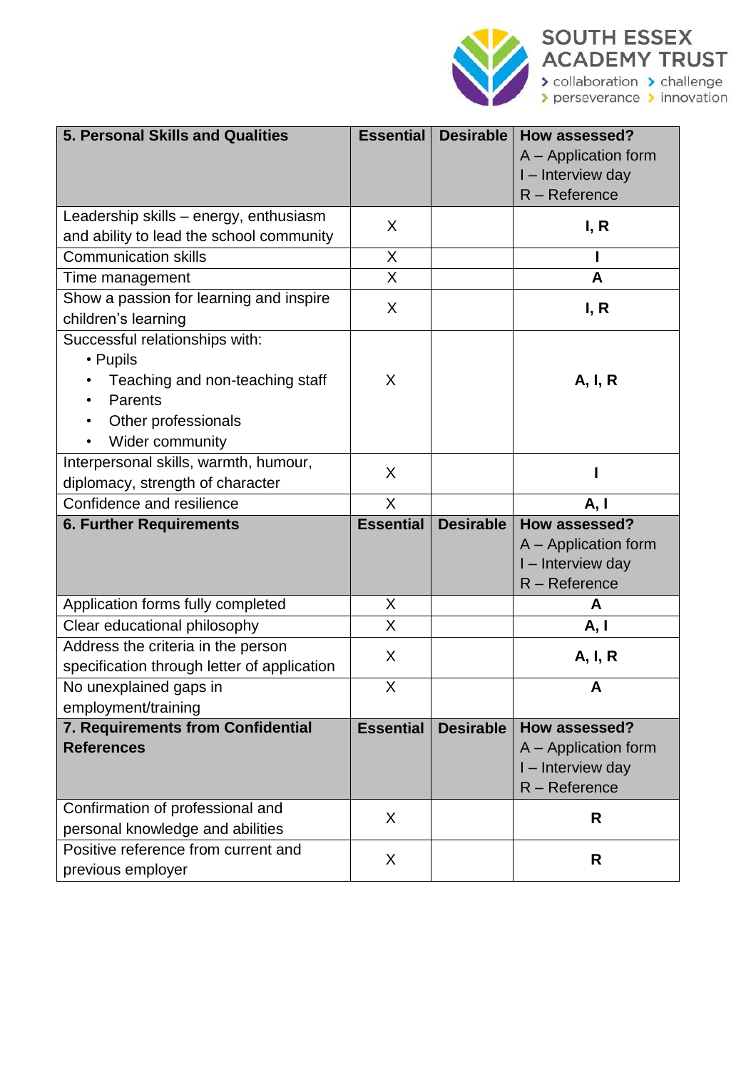| 5. Personal Skills and Qualities | Essential | Desirable | How assessed?<br>A – Application form<br>I – Interview day<br>R – Reference |
|---|---|---|---|
| Leadership skills – energy, enthusiasm and ability to lead the school community | X | | **I, R** |
| Communication skills | X | | **I** |
| Time management | X | | **A** |
| Show a passion for learning and inspire children's learning | X | | **I, R** |
| Successful relationships with:<br>• Pupils<br>• Teaching and non-teaching staff<br>• Parents<br>• Other professionals<br>• Wider community | X | | **A, I, R** |
| Interpersonal skills, warmth, humour, diplomacy, strength of character | X | | **I** |
| Confidence and resilience | X | | **A, I** |
| **6. Further Requirements** | **Essential** | **Desirable** | **How assessed?**<br>A – Application form<br>I – Interview day<br>R – Reference |
| Application forms fully completed | X | | **A** |
| Clear educational philosophy | X | | **A, I** |
| Address the criteria in the person specification through letter of application | X | | **A, I, R** |
| No unexplained gaps in employment/training | X | | **A** |
| **7. Requirements from Confidential References** | **Essential** | **Desirable** | **How assessed?**<br>A – Application form<br>I – Interview day<br>R – Reference |
| Confirmation of professional and personal knowledge and abilities | X | | **R** |
| Positive reference from current and previous employer | X | | **R** |